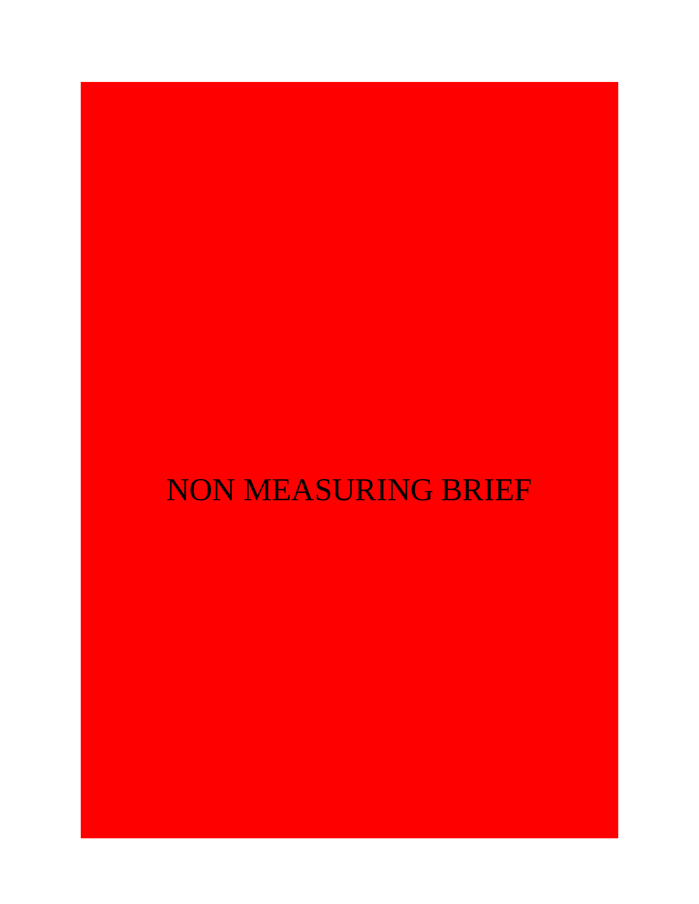# NON MEASURING BRIEF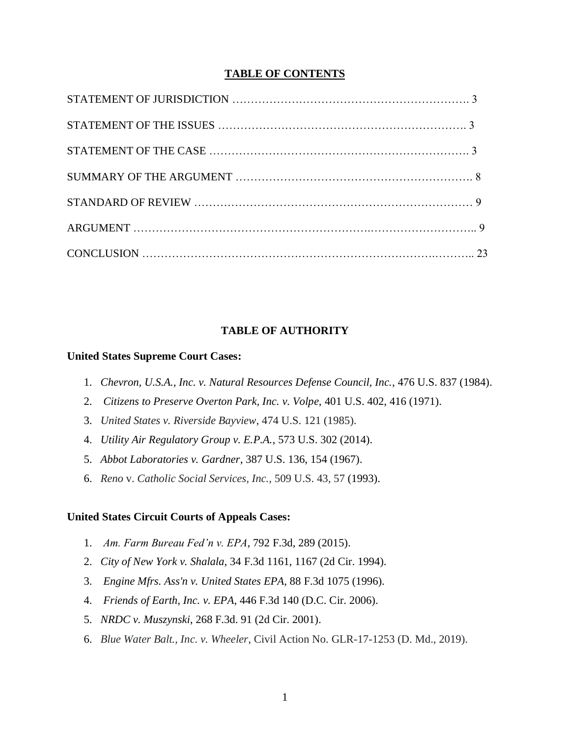## TABLE OF CONTENTS

STATEMENT OF JURISDICTION ………………………………………………………. 3

STATEMENT OF THE ISSUES ……………………………………………………. 3

STATEMENT OF THE CASE ………………………………………………………. 3

SUMMARY OF THE ARGUMENT ……………………………………………………. 8

STANDARD OF REVIEW ……………………………………………………………… 9

ARGUMENT ……………………………………………………………………………….. 9

CONCLUSION ……………………………………………………………………….……….. 23

## TABLE OF AUTHORITY

**United States Supreme Court Cases:**

1. *Chevron, U.S.A., Inc. v. Natural Resources Defense Council, Inc.*, 476 U.S. 837 (1984).
2. *Citizens to Preserve Overton Park, Inc. v. Volpe*, 401 U.S. 402, 416 (1971).
3. *United States v. Riverside Bayview*, 474 U.S. 121 (1985).
4. *Utility Air Regulatory Group v. E.P.A.*, 573 U.S. 302 (2014).
5. *Abbot Laboratories v. Gardner*, 387 U.S. 136, 154 (1967).
6. *Reno* v. *Catholic Social Services, Inc.*, 509 U.S. 43, 57 (1993).

**United States Circuit Courts of Appeals Cases:**

1. *Am. Farm Bureau Fed'n v. EPA*, 792 F.3d, 289 (2015).
2. *City of New York v. Shalala*, 34 F.3d 1161, 1167 (2d Cir. 1994).
3. *Engine Mfrs. Ass'n v. United States EPA*, 88 F.3d 1075 (1996).
4. *Friends of Earth, Inc. v. EPA*, 446 F.3d 140 (D.C. Cir. 2006).
5. *NRDC v. Muszynski*, 268 F.3d. 91 (2d Cir. 2001).
6. *Blue Water Balt., Inc. v. Wheeler*, Civil Action No. GLR-17-1253 (D. Md., 2019).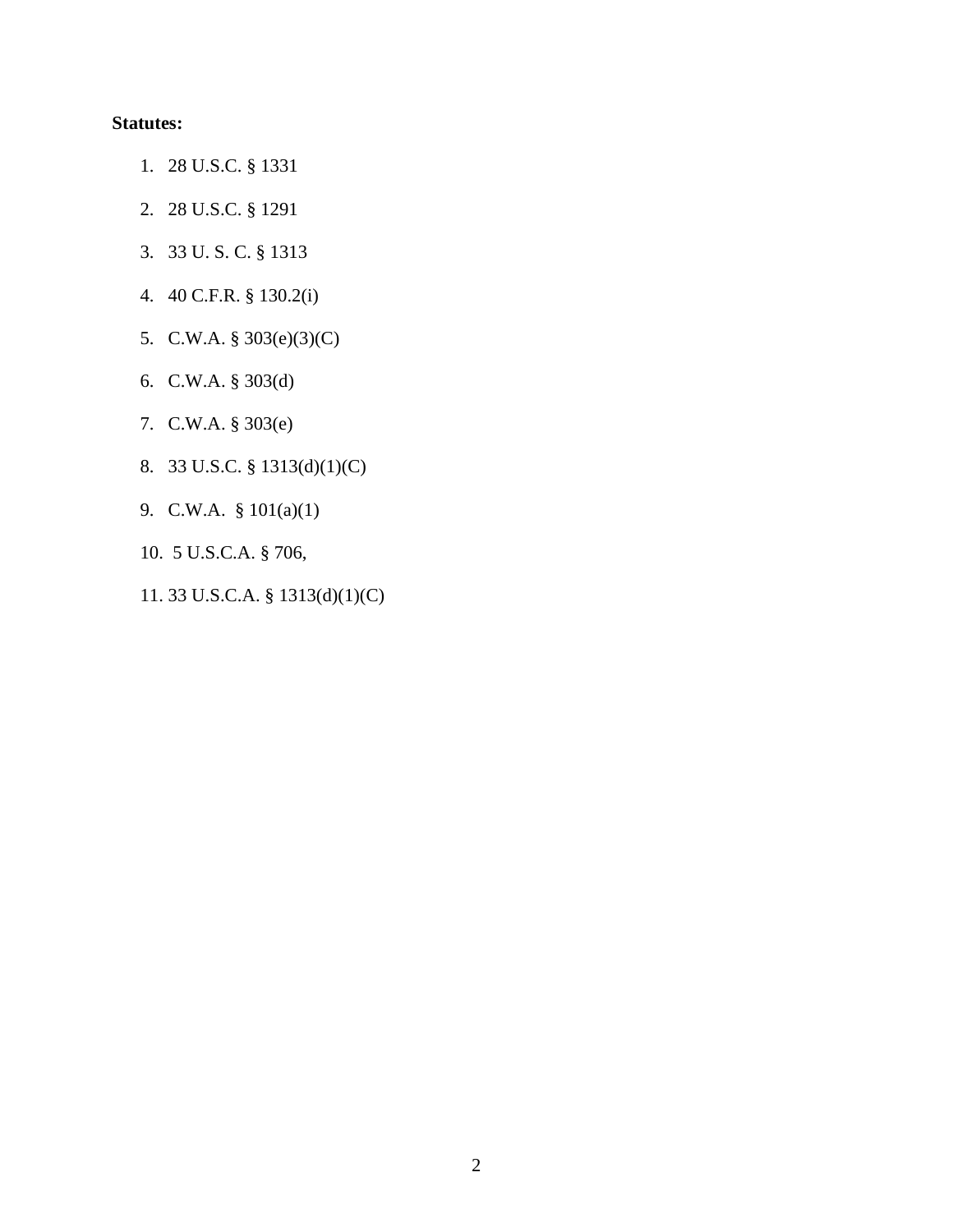**Statutes:**

1. 28 U.S.C. § 1331
2. 28 U.S.C. § 1291
3. 33 U. S. C. § 1313
4. 40 C.F.R. § 130.2(i)
5. C.W.A. § 303(e)(3)(C)
6. C.W.A. § 303(d)
7. C.W.A. § 303(e)
8. 33 U.S.C. § 1313(d)(1)(C)
9. C.W.A. § 101(a)(1)
10. 5 U.S.C.A. § 706,
11. 33 U.S.C.A. § 1313(d)(1)(C)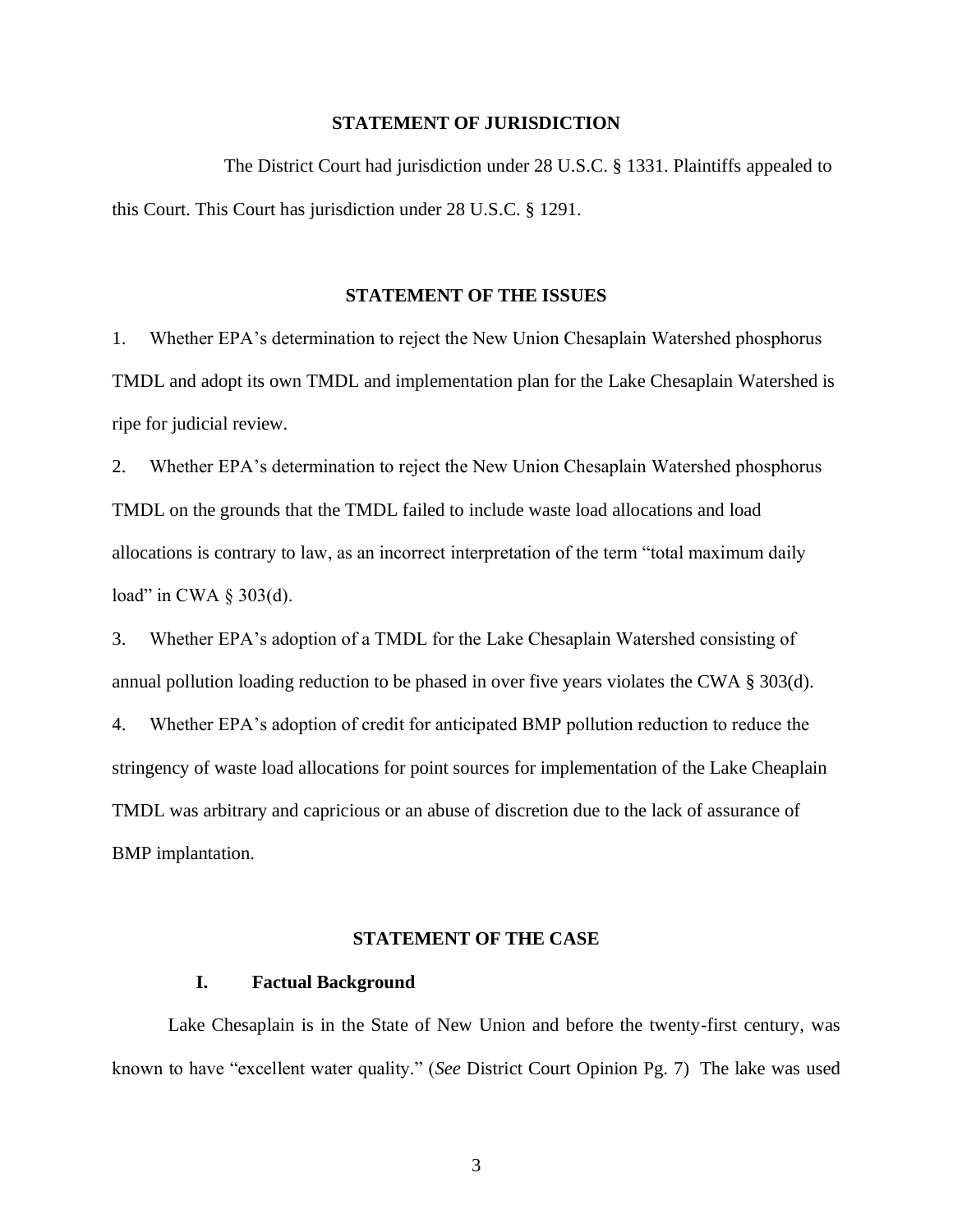## STATEMENT OF JURISDICTION

The District Court had jurisdiction under 28 U.S.C. § 1331. Plaintiffs appealed to this Court. This Court has jurisdiction under 28 U.S.C. § 1291.

## STATEMENT OF THE ISSUES

1. Whether EPA's determination to reject the New Union Chesaplain Watershed phosphorus TMDL and adopt its own TMDL and implementation plan for the Lake Chesaplain Watershed is ripe for judicial review.

2. Whether EPA's determination to reject the New Union Chesaplain Watershed phosphorus TMDL on the grounds that the TMDL failed to include waste load allocations and load allocations is contrary to law, as an incorrect interpretation of the term "total maximum daily load" in CWA § 303(d).

3. Whether EPA's adoption of a TMDL for the Lake Chesaplain Watershed consisting of annual pollution loading reduction to be phased in over five years violates the CWA § 303(d).

4. Whether EPA's adoption of credit for anticipated BMP pollution reduction to reduce the stringency of waste load allocations for point sources for implementation of the Lake Cheaplain TMDL was arbitrary and capricious or an abuse of discretion due to the lack of assurance of BMP implantation.

## STATEMENT OF THE CASE

### I. Factual Background

Lake Chesaplain is in the State of New Union and before the twenty-first century, was known to have "excellent water quality." (*See* District Court Opinion Pg. 7) The lake was used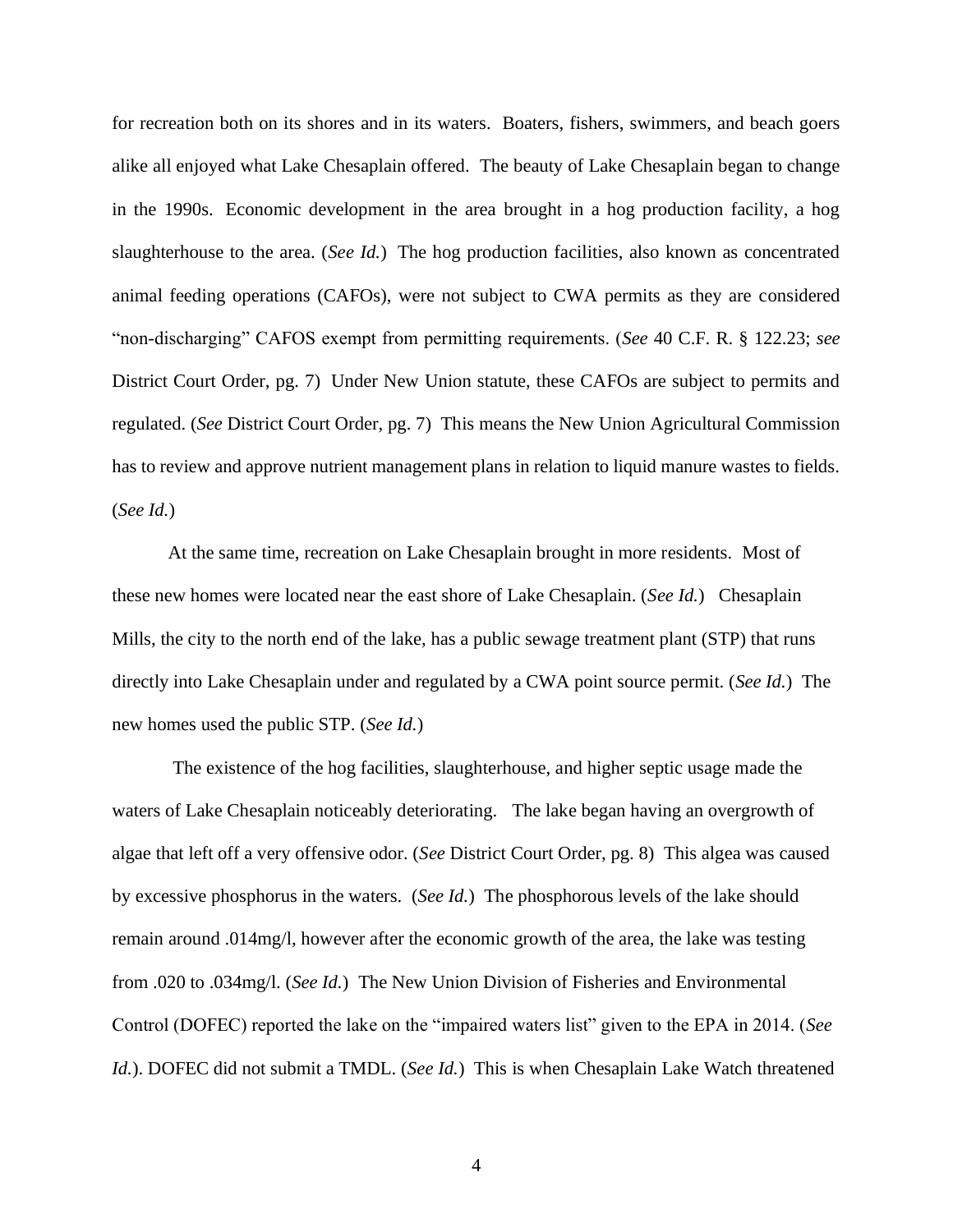for recreation both on its shores and in its waters. Boaters, fishers, swimmers, and beach goers alike all enjoyed what Lake Chesaplain offered. The beauty of Lake Chesaplain began to change in the 1990s. Economic development in the area brought in a hog production facility, a hog slaughterhouse to the area. (*See Id.*) The hog production facilities, also known as concentrated animal feeding operations (CAFOs), were not subject to CWA permits as they are considered "non-discharging" CAFOS exempt from permitting requirements. (*See* 40 C.F. R. § 122.23; *see* District Court Order, pg. 7) Under New Union statute, these CAFOs are subject to permits and regulated. (*See* District Court Order, pg. 7) This means the New Union Agricultural Commission has to review and approve nutrient management plans in relation to liquid manure wastes to fields. (*See Id.*)

At the same time, recreation on Lake Chesaplain brought in more residents. Most of these new homes were located near the east shore of Lake Chesaplain. (*See Id.*) Chesaplain Mills, the city to the north end of the lake, has a public sewage treatment plant (STP) that runs directly into Lake Chesaplain under and regulated by a CWA point source permit. (*See Id.*) The new homes used the public STP. (*See Id.*)

The existence of the hog facilities, slaughterhouse, and higher septic usage made the waters of Lake Chesaplain noticeably deteriorating. The lake began having an overgrowth of algae that left off a very offensive odor. (*See* District Court Order, pg. 8) This algea was caused by excessive phosphorus in the waters. (*See Id.*) The phosphorous levels of the lake should remain around .014mg/l, however after the economic growth of the area, the lake was testing from .020 to .034mg/l. (*See Id.*) The New Union Division of Fisheries and Environmental Control (DOFEC) reported the lake on the "impaired waters list" given to the EPA in 2014. (*See Id.*). DOFEC did not submit a TMDL. (*See Id.*) This is when Chesaplain Lake Watch threatened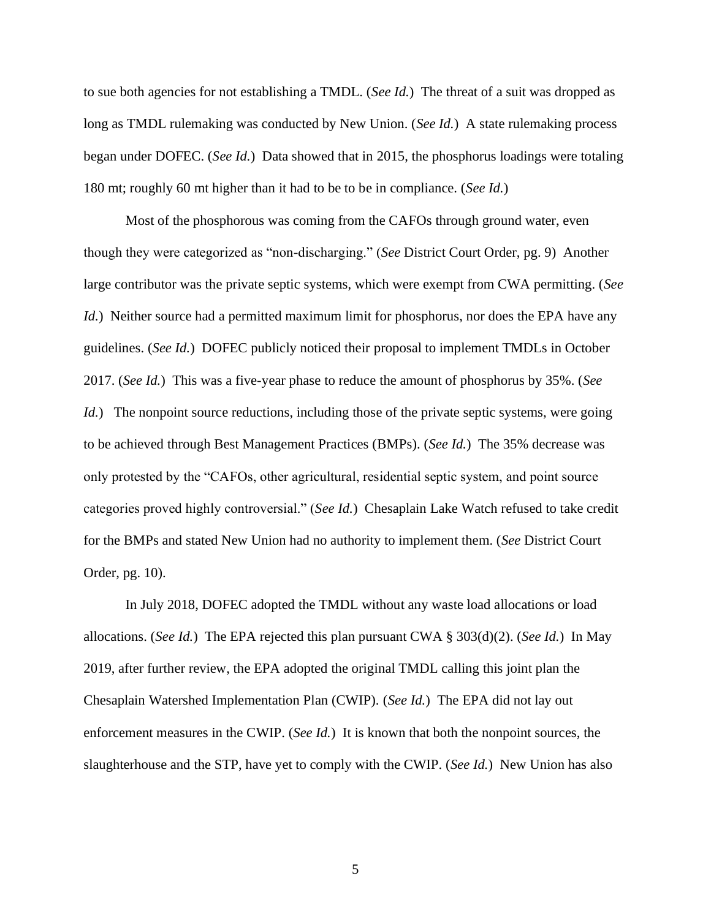to sue both agencies for not establishing a TMDL. (*See Id.*) The threat of a suit was dropped as long as TMDL rulemaking was conducted by New Union. (*See Id.*) A state rulemaking process began under DOFEC. (*See Id.*) Data showed that in 2015, the phosphorus loadings were totaling 180 mt; roughly 60 mt higher than it had to be to be in compliance. (*See Id.*)

Most of the phosphorous was coming from the CAFOs through ground water, even though they were categorized as "non-discharging." (*See* District Court Order, pg. 9) Another large contributor was the private septic systems, which were exempt from CWA permitting. (*See Id.*) Neither source had a permitted maximum limit for phosphorus, nor does the EPA have any guidelines. (*See Id.*) DOFEC publicly noticed their proposal to implement TMDLs in October 2017. (*See Id.*) This was a five-year phase to reduce the amount of phosphorus by 35%. (*See Id.*) The nonpoint source reductions, including those of the private septic systems, were going to be achieved through Best Management Practices (BMPs). (*See Id.*) The 35% decrease was only protested by the "CAFOs, other agricultural, residential septic system, and point source categories proved highly controversial." (*See Id.*) Chesaplain Lake Watch refused to take credit for the BMPs and stated New Union had no authority to implement them. (*See* District Court Order, pg. 10).

In July 2018, DOFEC adopted the TMDL without any waste load allocations or load allocations. (*See Id.*) The EPA rejected this plan pursuant CWA § 303(d)(2). (*See Id.*) In May 2019, after further review, the EPA adopted the original TMDL calling this joint plan the Chesaplain Watershed Implementation Plan (CWIP). (*See Id.*) The EPA did not lay out enforcement measures in the CWIP. (*See Id.*) It is known that both the nonpoint sources, the slaughterhouse and the STP, have yet to comply with the CWIP. (*See Id.*) New Union has also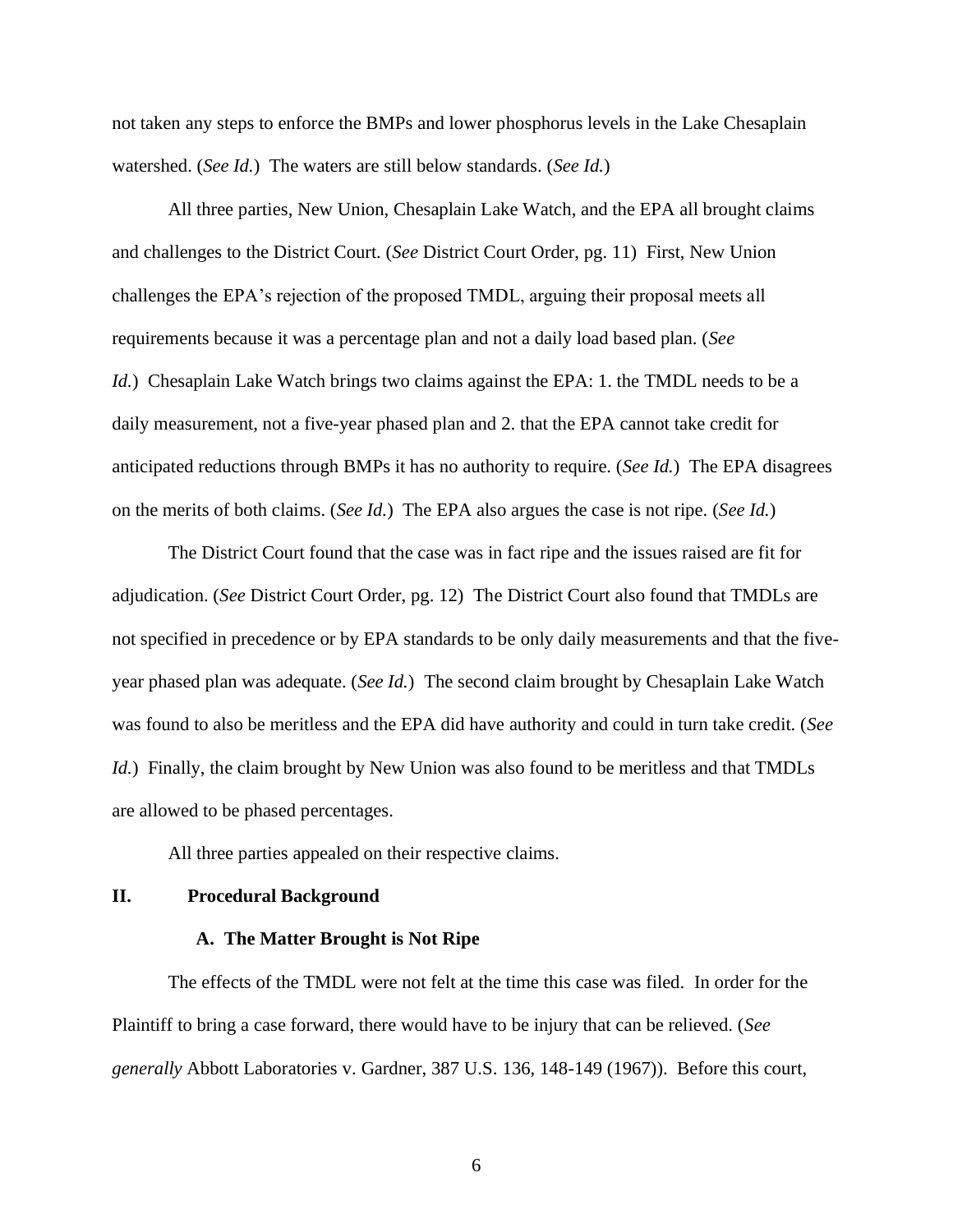not taken any steps to enforce the BMPs and lower phosphorus levels in the Lake Chesaplain watershed. (*See Id.*) The waters are still below standards. (*See Id.*)

All three parties, New Union, Chesaplain Lake Watch, and the EPA all brought claims and challenges to the District Court. (*See* District Court Order, pg. 11) First, New Union challenges the EPA's rejection of the proposed TMDL, arguing their proposal meets all requirements because it was a percentage plan and not a daily load based plan. (*See Id.*) Chesaplain Lake Watch brings two claims against the EPA: 1. the TMDL needs to be a daily measurement, not a five-year phased plan and 2. that the EPA cannot take credit for anticipated reductions through BMPs it has no authority to require. (*See Id.*) The EPA disagrees on the merits of both claims. (*See Id.*) The EPA also argues the case is not ripe. (*See Id.*)

The District Court found that the case was in fact ripe and the issues raised are fit for adjudication. (*See* District Court Order, pg. 12) The District Court also found that TMDLs are not specified in precedence or by EPA standards to be only daily measurements and that the five-year phased plan was adequate. (*See Id.*) The second claim brought by Chesaplain Lake Watch was found to also be meritless and the EPA did have authority and could in turn take credit. (*See Id.*) Finally, the claim brought by New Union was also found to be meritless and that TMDLs are allowed to be phased percentages.

All three parties appealed on their respective claims.

## II. Procedural Background

### A. The Matter Brought is Not Ripe

The effects of the TMDL were not felt at the time this case was filed. In order for the Plaintiff to bring a case forward, there would have to be injury that can be relieved. (*See generally* Abbott Laboratories v. Gardner, 387 U.S. 136, 148-149 (1967)). Before this court,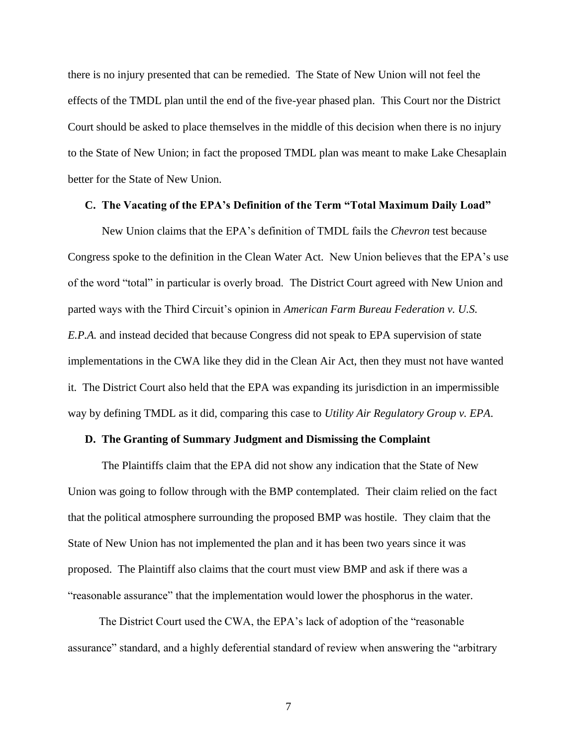there is no injury presented that can be remedied. The State of New Union will not feel the effects of the TMDL plan until the end of the five-year phased plan. This Court nor the District Court should be asked to place themselves in the middle of this decision when there is no injury to the State of New Union; in fact the proposed TMDL plan was meant to make Lake Chesaplain better for the State of New Union.

### C. The Vacating of the EPA's Definition of the Term "Total Maximum Daily Load"

New Union claims that the EPA's definition of TMDL fails the *Chevron* test because Congress spoke to the definition in the Clean Water Act. New Union believes that the EPA's use of the word "total" in particular is overly broad. The District Court agreed with New Union and parted ways with the Third Circuit's opinion in *American Farm Bureau Federation v. U.S. E.P.A.* and instead decided that because Congress did not speak to EPA supervision of state implementations in the CWA like they did in the Clean Air Act, then they must not have wanted it. The District Court also held that the EPA was expanding its jurisdiction in an impermissible way by defining TMDL as it did, comparing this case to *Utility Air Regulatory Group v. EPA*.

### D. The Granting of Summary Judgment and Dismissing the Complaint

The Plaintiffs claim that the EPA did not show any indication that the State of New Union was going to follow through with the BMP contemplated. Their claim relied on the fact that the political atmosphere surrounding the proposed BMP was hostile. They claim that the State of New Union has not implemented the plan and it has been two years since it was proposed. The Plaintiff also claims that the court must view BMP and ask if there was a "reasonable assurance" that the implementation would lower the phosphorus in the water.

The District Court used the CWA, the EPA's lack of adoption of the "reasonable assurance" standard, and a highly deferential standard of review when answering the "arbitrary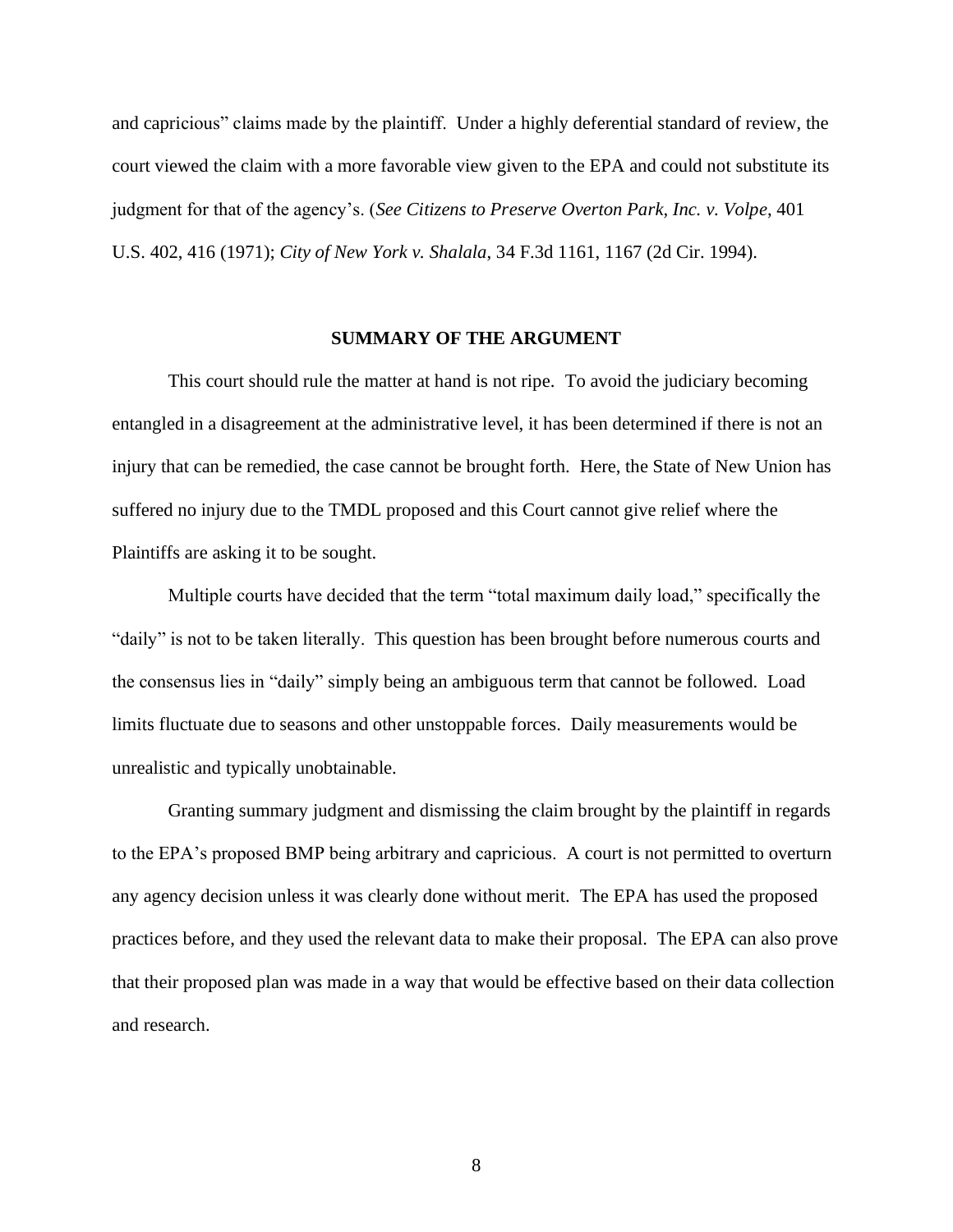and capricious" claims made by the plaintiff. Under a highly deferential standard of review, the court viewed the claim with a more favorable view given to the EPA and could not substitute its judgment for that of the agency's. (*See Citizens to Preserve Overton Park, Inc. v. Volpe*, 401 U.S. 402, 416 (1971); *City of New York v. Shalala*, 34 F.3d 1161, 1167 (2d Cir. 1994).

## SUMMARY OF THE ARGUMENT

This court should rule the matter at hand is not ripe. To avoid the judiciary becoming entangled in a disagreement at the administrative level, it has been determined if there is not an injury that can be remedied, the case cannot be brought forth. Here, the State of New Union has suffered no injury due to the TMDL proposed and this Court cannot give relief where the Plaintiffs are asking it to be sought.

Multiple courts have decided that the term "total maximum daily load," specifically the "daily" is not to be taken literally. This question has been brought before numerous courts and the consensus lies in "daily" simply being an ambiguous term that cannot be followed. Load limits fluctuate due to seasons and other unstoppable forces. Daily measurements would be unrealistic and typically unobtainable.

Granting summary judgment and dismissing the claim brought by the plaintiff in regards to the EPA's proposed BMP being arbitrary and capricious. A court is not permitted to overturn any agency decision unless it was clearly done without merit. The EPA has used the proposed practices before, and they used the relevant data to make their proposal. The EPA can also prove that their proposed plan was made in a way that would be effective based on their data collection and research.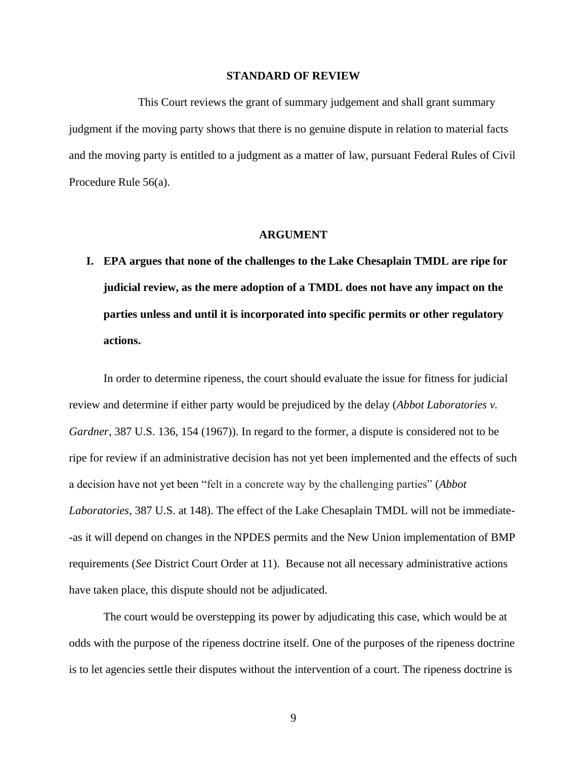## STANDARD OF REVIEW

This Court reviews the grant of summary judgement and shall grant summary judgment if the moving party shows that there is no genuine dispute in relation to material facts and the moving party is entitled to a judgment as a matter of law, pursuant Federal Rules of Civil Procedure Rule 56(a).

## ARGUMENT

### I. EPA argues that none of the challenges to the Lake Chesaplain TMDL are ripe for judicial review, as the mere adoption of a TMDL does not have any impact on the parties unless and until it is incorporated into specific permits or other regulatory actions.

In order to determine ripeness, the court should evaluate the issue for fitness for judicial review and determine if either party would be prejudiced by the delay (*Abbot Laboratories v. Gardner*, 387 U.S. 136, 154 (1967)). In regard to the former, a dispute is considered not to be ripe for review if an administrative decision has not yet been implemented and the effects of such a decision have not yet been "felt in a concrete way by the challenging parties" (*Abbot Laboratories*, 387 U.S. at 148). The effect of the Lake Chesaplain TMDL will not be immediate--as it will depend on changes in the NPDES permits and the New Union implementation of BMP requirements (*See* District Court Order at 11). Because not all necessary administrative actions have taken place, this dispute should not be adjudicated.

The court would be overstepping its power by adjudicating this case, which would be at odds with the purpose of the ripeness doctrine itself. One of the purposes of the ripeness doctrine is to let agencies settle their disputes without the intervention of a court. The ripeness doctrine is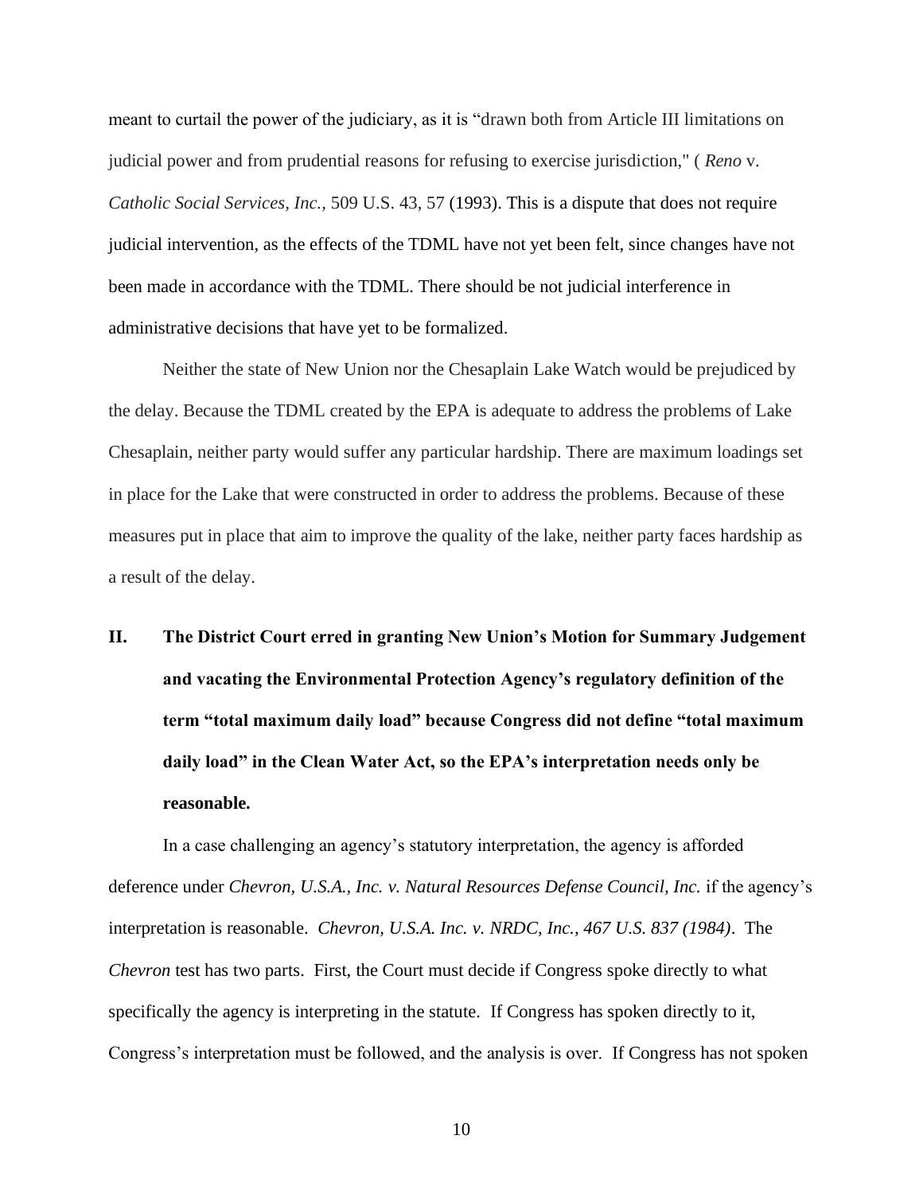meant to curtail the power of the judiciary, as it is "drawn both from Article III limitations on judicial power and from prudential reasons for refusing to exercise jurisdiction," ( *Reno* v. *Catholic Social Services, Inc.*, 509 U.S. 43, 57 (1993). This is a dispute that does not require judicial intervention, as the effects of the TDML have not yet been felt, since changes have not been made in accordance with the TDML. There should be not judicial interference in administrative decisions that have yet to be formalized.

Neither the state of New Union nor the Chesaplain Lake Watch would be prejudiced by the delay. Because the TDML created by the EPA is adequate to address the problems of Lake Chesaplain, neither party would suffer any particular hardship. There are maximum loadings set in place for the Lake that were constructed in order to address the problems. Because of these measures put in place that aim to improve the quality of the lake, neither party faces hardship as a result of the delay.

## II. The District Court erred in granting New Union's Motion for Summary Judgement and vacating the Environmental Protection Agency's regulatory definition of the term "total maximum daily load" because Congress did not define "total maximum daily load" in the Clean Water Act, so the EPA's interpretation needs only be reasonable.

In a case challenging an agency's statutory interpretation, the agency is afforded deference under *Chevron, U.S.A., Inc. v. Natural Resources Defense Council, Inc.* if the agency's interpretation is reasonable. *Chevron, U.S.A. Inc. v. NRDC, Inc., 467 U.S. 837 (1984)*. The *Chevron* test has two parts. First, the Court must decide if Congress spoke directly to what specifically the agency is interpreting in the statute. If Congress has spoken directly to it, Congress's interpretation must be followed, and the analysis is over. If Congress has not spoken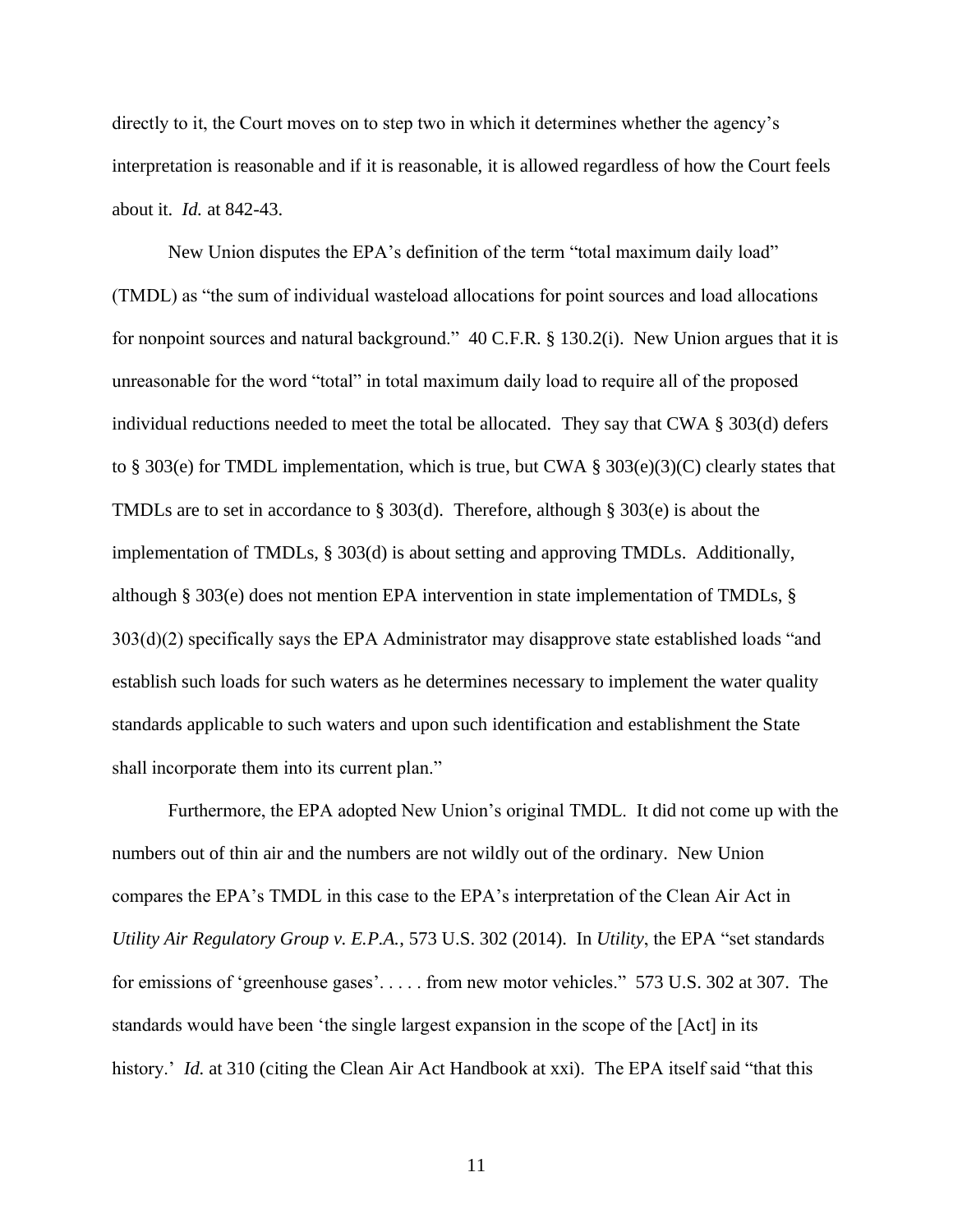directly to it, the Court moves on to step two in which it determines whether the agency's interpretation is reasonable and if it is reasonable, it is allowed regardless of how the Court feels about it. *Id.* at 842-43.

New Union disputes the EPA's definition of the term "total maximum daily load" (TMDL) as "the sum of individual wasteload allocations for point sources and load allocations for nonpoint sources and natural background." 40 C.F.R. § 130.2(i). New Union argues that it is unreasonable for the word "total" in total maximum daily load to require all of the proposed individual reductions needed to meet the total be allocated. They say that CWA § 303(d) defers to § 303(e) for TMDL implementation, which is true, but CWA § 303(e)(3)(C) clearly states that TMDLs are to set in accordance to § 303(d). Therefore, although § 303(e) is about the implementation of TMDLs, § 303(d) is about setting and approving TMDLs. Additionally, although § 303(e) does not mention EPA intervention in state implementation of TMDLs, § 303(d)(2) specifically says the EPA Administrator may disapprove state established loads "and establish such loads for such waters as he determines necessary to implement the water quality standards applicable to such waters and upon such identification and establishment the State shall incorporate them into its current plan."

Furthermore, the EPA adopted New Union's original TMDL. It did not come up with the numbers out of thin air and the numbers are not wildly out of the ordinary. New Union compares the EPA's TMDL in this case to the EPA's interpretation of the Clean Air Act in *Utility Air Regulatory Group v. E.P.A.*, 573 U.S. 302 (2014). In *Utility*, the EPA "set standards for emissions of 'greenhouse gases'. . . . . from new motor vehicles." 573 U.S. 302 at 307. The standards would have been 'the single largest expansion in the scope of the [Act] in its history.' *Id.* at 310 (citing the Clean Air Act Handbook at xxi). The EPA itself said "that this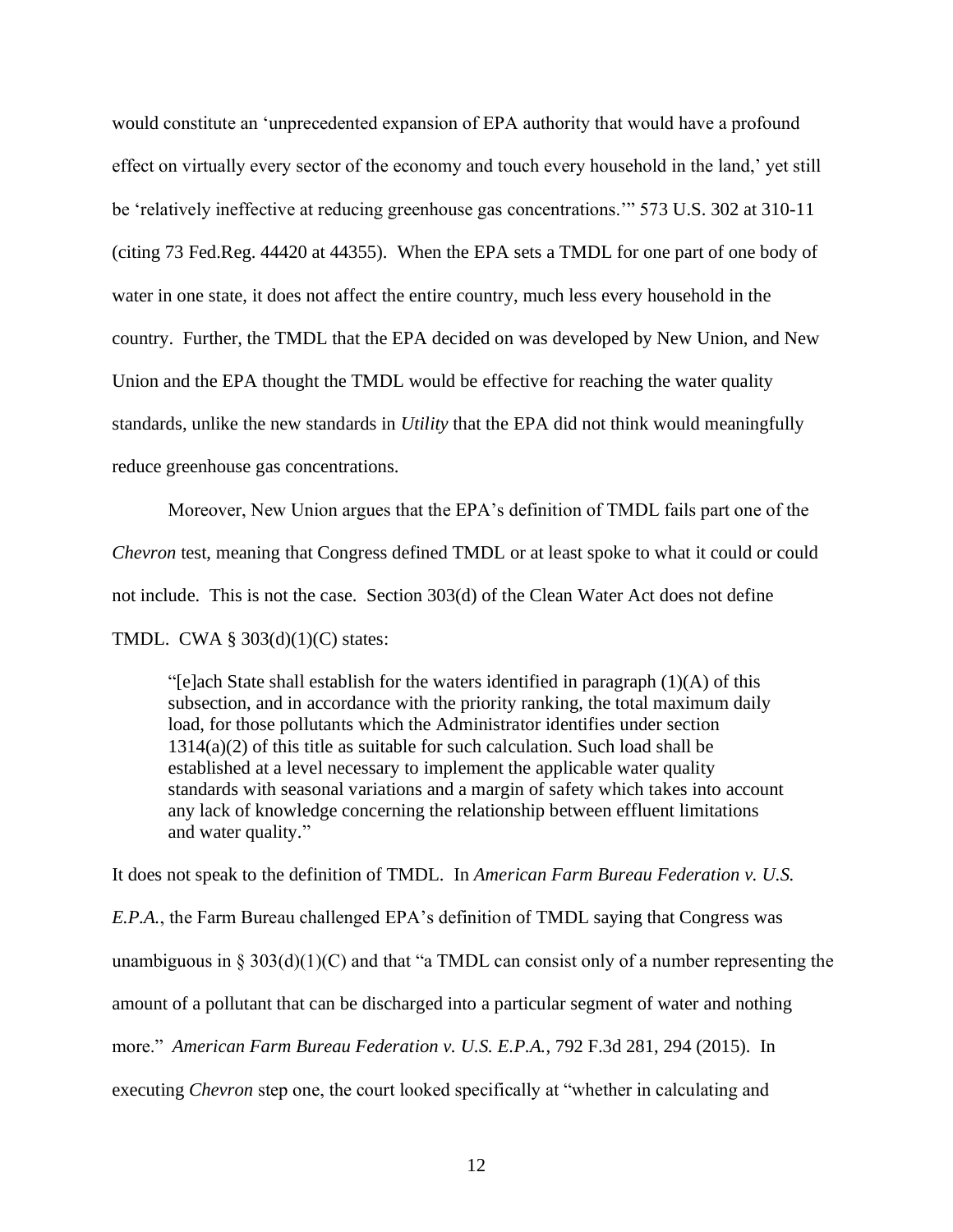would constitute an 'unprecedented expansion of EPA authority that would have a profound effect on virtually every sector of the economy and touch every household in the land,' yet still be 'relatively ineffective at reducing greenhouse gas concentrations.'" 573 U.S. 302 at 310-11 (citing 73 Fed.Reg. 44420 at 44355). When the EPA sets a TMDL for one part of one body of water in one state, it does not affect the entire country, much less every household in the country. Further, the TMDL that the EPA decided on was developed by New Union, and New Union and the EPA thought the TMDL would be effective for reaching the water quality standards, unlike the new standards in *Utility* that the EPA did not think would meaningfully reduce greenhouse gas concentrations.

Moreover, New Union argues that the EPA's definition of TMDL fails part one of the *Chevron* test, meaning that Congress defined TMDL or at least spoke to what it could or could not include. This is not the case. Section 303(d) of the Clean Water Act does not define TMDL. CWA § 303(d)(1)(C) states:

> "[e]ach State shall establish for the waters identified in paragraph (1)(A) of this subsection, and in accordance with the priority ranking, the total maximum daily load, for those pollutants which the Administrator identifies under section 1314(a)(2) of this title as suitable for such calculation. Such load shall be established at a level necessary to implement the applicable water quality standards with seasonal variations and a margin of safety which takes into account any lack of knowledge concerning the relationship between effluent limitations and water quality."

It does not speak to the definition of TMDL. In *American Farm Bureau Federation v. U.S. E.P.A.*, the Farm Bureau challenged EPA's definition of TMDL saying that Congress was unambiguous in § 303(d)(1)(C) and that "a TMDL can consist only of a number representing the amount of a pollutant that can be discharged into a particular segment of water and nothing more." *American Farm Bureau Federation v. U.S. E.P.A.*, 792 F.3d 281, 294 (2015). In executing *Chevron* step one, the court looked specifically at "whether in calculating and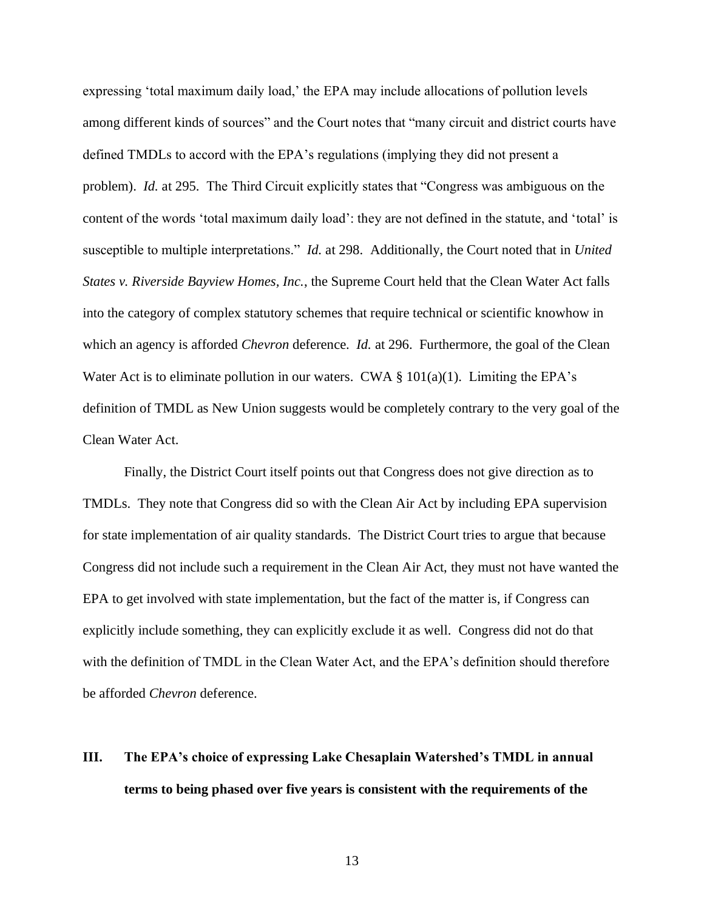expressing 'total maximum daily load,' the EPA may include allocations of pollution levels among different kinds of sources" and the Court notes that "many circuit and district courts have defined TMDLs to accord with the EPA's regulations (implying they did not present a problem). *Id.* at 295. The Third Circuit explicitly states that "Congress was ambiguous on the content of the words 'total maximum daily load': they are not defined in the statute, and 'total' is susceptible to multiple interpretations." *Id.* at 298. Additionally, the Court noted that in *United States v. Riverside Bayview Homes, Inc.*, the Supreme Court held that the Clean Water Act falls into the category of complex statutory schemes that require technical or scientific knowhow in which an agency is afforded *Chevron* deference. *Id.* at 296. Furthermore, the goal of the Clean Water Act is to eliminate pollution in our waters. CWA § 101(a)(1). Limiting the EPA's definition of TMDL as New Union suggests would be completely contrary to the very goal of the Clean Water Act.

Finally, the District Court itself points out that Congress does not give direction as to TMDLs. They note that Congress did so with the Clean Air Act by including EPA supervision for state implementation of air quality standards. The District Court tries to argue that because Congress did not include such a requirement in the Clean Air Act, they must not have wanted the EPA to get involved with state implementation, but the fact of the matter is, if Congress can explicitly include something, they can explicitly exclude it as well. Congress did not do that with the definition of TMDL in the Clean Water Act, and the EPA's definition should therefore be afforded *Chevron* deference.

## III. The EPA's choice of expressing Lake Chesaplain Watershed's TMDL in annual terms to being phased over five years is consistent with the requirements of the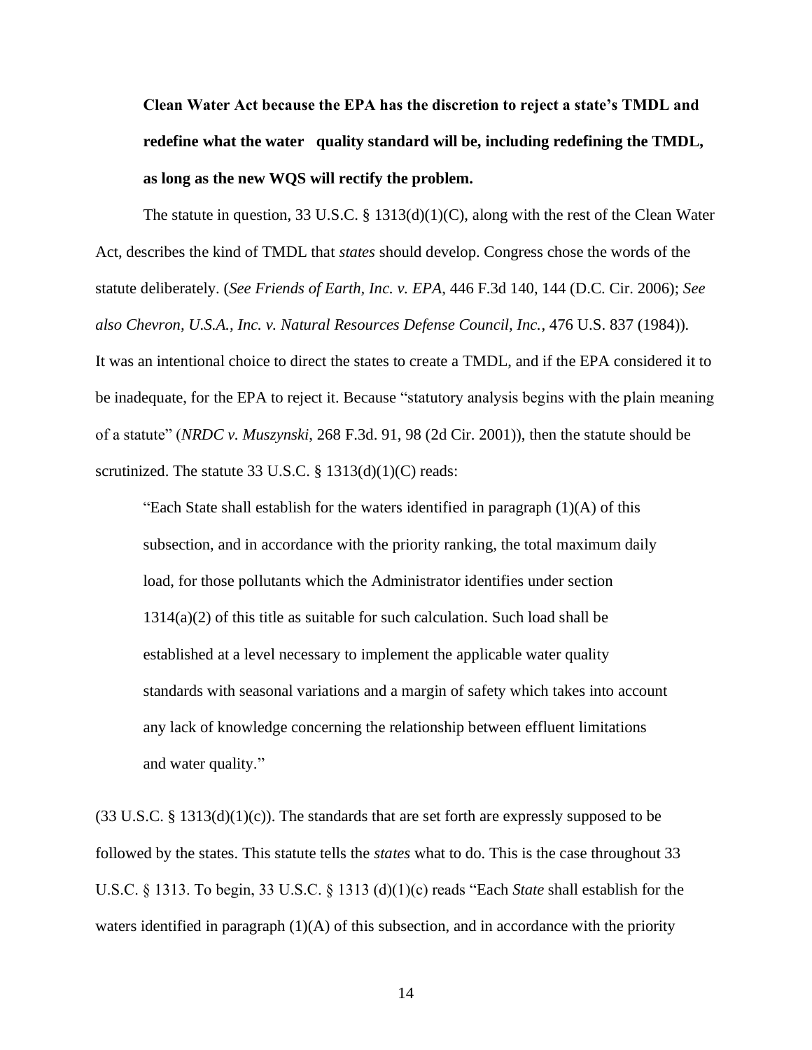**Clean Water Act because the EPA has the discretion to reject a state's TMDL and redefine what the water quality standard will be, including redefining the TMDL, as long as the new WQS will rectify the problem.**

The statute in question, 33 U.S.C. § 1313(d)(1)(C), along with the rest of the Clean Water Act, describes the kind of TMDL that *states* should develop. Congress chose the words of the statute deliberately. (*See Friends of Earth, Inc. v. EPA*, 446 F.3d 140, 144 (D.C. Cir. 2006); *See also Chevron, U.S.A., Inc. v. Natural Resources Defense Council, Inc.*, 476 U.S. 837 (1984)). It was an intentional choice to direct the states to create a TMDL, and if the EPA considered it to be inadequate, for the EPA to reject it. Because "statutory analysis begins with the plain meaning of a statute" (*NRDC v. Muszynski*, 268 F.3d. 91, 98 (2d Cir. 2001)), then the statute should be scrutinized. The statute 33 U.S.C. § 1313(d)(1)(C) reads:

> "Each State shall establish for the waters identified in paragraph (1)(A) of this subsection, and in accordance with the priority ranking, the total maximum daily load, for those pollutants which the Administrator identifies under section 1314(a)(2) of this title as suitable for such calculation. Such load shall be established at a level necessary to implement the applicable water quality standards with seasonal variations and a margin of safety which takes into account any lack of knowledge concerning the relationship between effluent limitations and water quality."

(33 U.S.C. § 1313(d)(1)(c)). The standards that are set forth are expressly supposed to be followed by the states. This statute tells the *states* what to do. This is the case throughout 33 U.S.C. § 1313. To begin, 33 U.S.C. § 1313 (d)(1)(c) reads "Each *State* shall establish for the waters identified in paragraph (1)(A) of this subsection, and in accordance with the priority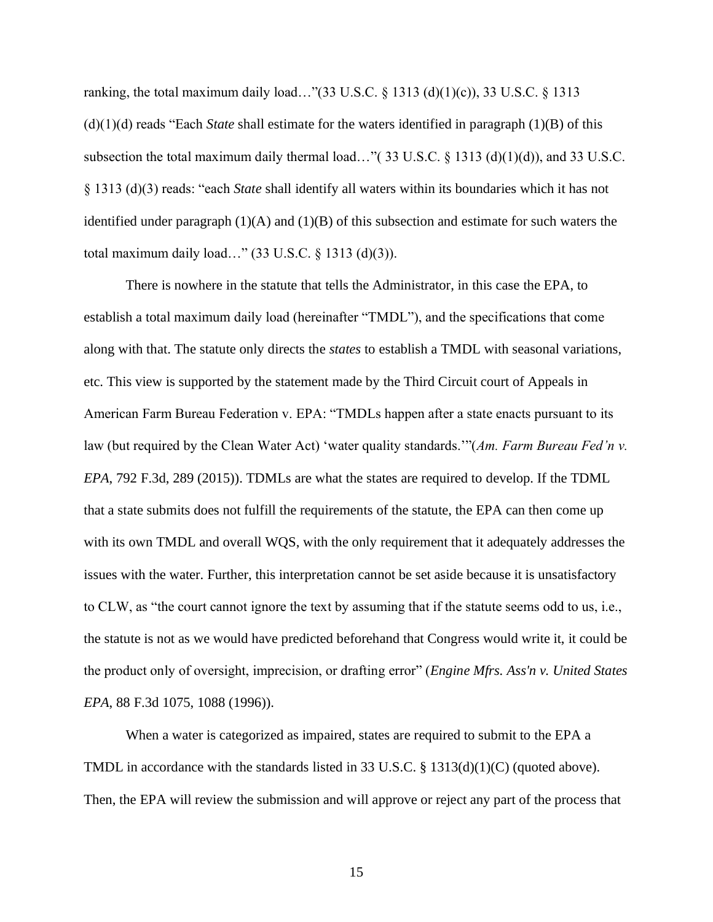ranking, the total maximum daily load…"(33 U.S.C. § 1313 (d)(1)(c)), 33 U.S.C. § 1313 (d)(1)(d) reads "Each *State* shall estimate for the waters identified in paragraph (1)(B) of this subsection the total maximum daily thermal load…"( 33 U.S.C. § 1313 (d)(1)(d)), and 33 U.S.C. § 1313 (d)(3) reads: "each *State* shall identify all waters within its boundaries which it has not identified under paragraph (1)(A) and (1)(B) of this subsection and estimate for such waters the total maximum daily load…" (33 U.S.C. § 1313 (d)(3)).

There is nowhere in the statute that tells the Administrator, in this case the EPA, to establish a total maximum daily load (hereinafter "TMDL"), and the specifications that come along with that. The statute only directs the *states* to establish a TMDL with seasonal variations, etc. This view is supported by the statement made by the Third Circuit court of Appeals in American Farm Bureau Federation v. EPA: "TMDLs happen after a state enacts pursuant to its law (but required by the Clean Water Act) 'water quality standards.'"(*Am. Farm Bureau Fed'n v. EPA*, 792 F.3d, 289 (2015)). TDMLs are what the states are required to develop. If the TDML that a state submits does not fulfill the requirements of the statute, the EPA can then come up with its own TMDL and overall WQS, with the only requirement that it adequately addresses the issues with the water. Further, this interpretation cannot be set aside because it is unsatisfactory to CLW, as "the court cannot ignore the text by assuming that if the statute seems odd to us, i.e., the statute is not as we would have predicted beforehand that Congress would write it, it could be the product only of oversight, imprecision, or drafting error" (*Engine Mfrs. Ass'n v. United States EPA*, 88 F.3d 1075, 1088 (1996)).

When a water is categorized as impaired, states are required to submit to the EPA a TMDL in accordance with the standards listed in 33 U.S.C. § 1313(d)(1)(C) (quoted above). Then, the EPA will review the submission and will approve or reject any part of the process that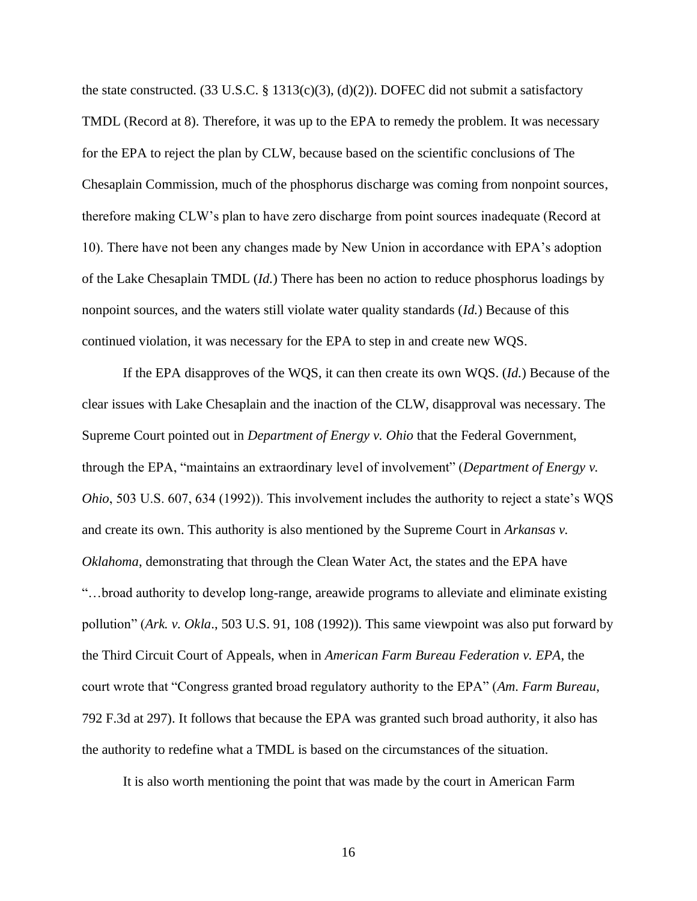the state constructed. (33 U.S.C. § 1313(c)(3), (d)(2)). DOFEC did not submit a satisfactory TMDL (Record at 8). Therefore, it was up to the EPA to remedy the problem. It was necessary for the EPA to reject the plan by CLW, because based on the scientific conclusions of The Chesaplain Commission, much of the phosphorus discharge was coming from nonpoint sources, therefore making CLW's plan to have zero discharge from point sources inadequate (Record at 10). There have not been any changes made by New Union in accordance with EPA's adoption of the Lake Chesaplain TMDL (*Id.*) There has been no action to reduce phosphorus loadings by nonpoint sources, and the waters still violate water quality standards (*Id.*) Because of this continued violation, it was necessary for the EPA to step in and create new WQS.

If the EPA disapproves of the WQS, it can then create its own WQS. (*Id.*) Because of the clear issues with Lake Chesaplain and the inaction of the CLW, disapproval was necessary. The Supreme Court pointed out in *Department of Energy v. Ohio* that the Federal Government, through the EPA, "maintains an extraordinary level of involvement" (*Department of Energy v. Ohio*, 503 U.S. 607, 634 (1992)). This involvement includes the authority to reject a state's WQS and create its own. This authority is also mentioned by the Supreme Court in *Arkansas v. Oklahoma*, demonstrating that through the Clean Water Act, the states and the EPA have "…broad authority to develop long-range, areawide programs to alleviate and eliminate existing pollution" (*Ark. v. Okla*., 503 U.S. 91, 108 (1992)). This same viewpoint was also put forward by the Third Circuit Court of Appeals, when in *American Farm Bureau Federation v. EPA*, the court wrote that "Congress granted broad regulatory authority to the EPA" (*Am. Farm Bureau*, 792 F.3d at 297). It follows that because the EPA was granted such broad authority, it also has the authority to redefine what a TMDL is based on the circumstances of the situation.

It is also worth mentioning the point that was made by the court in American Farm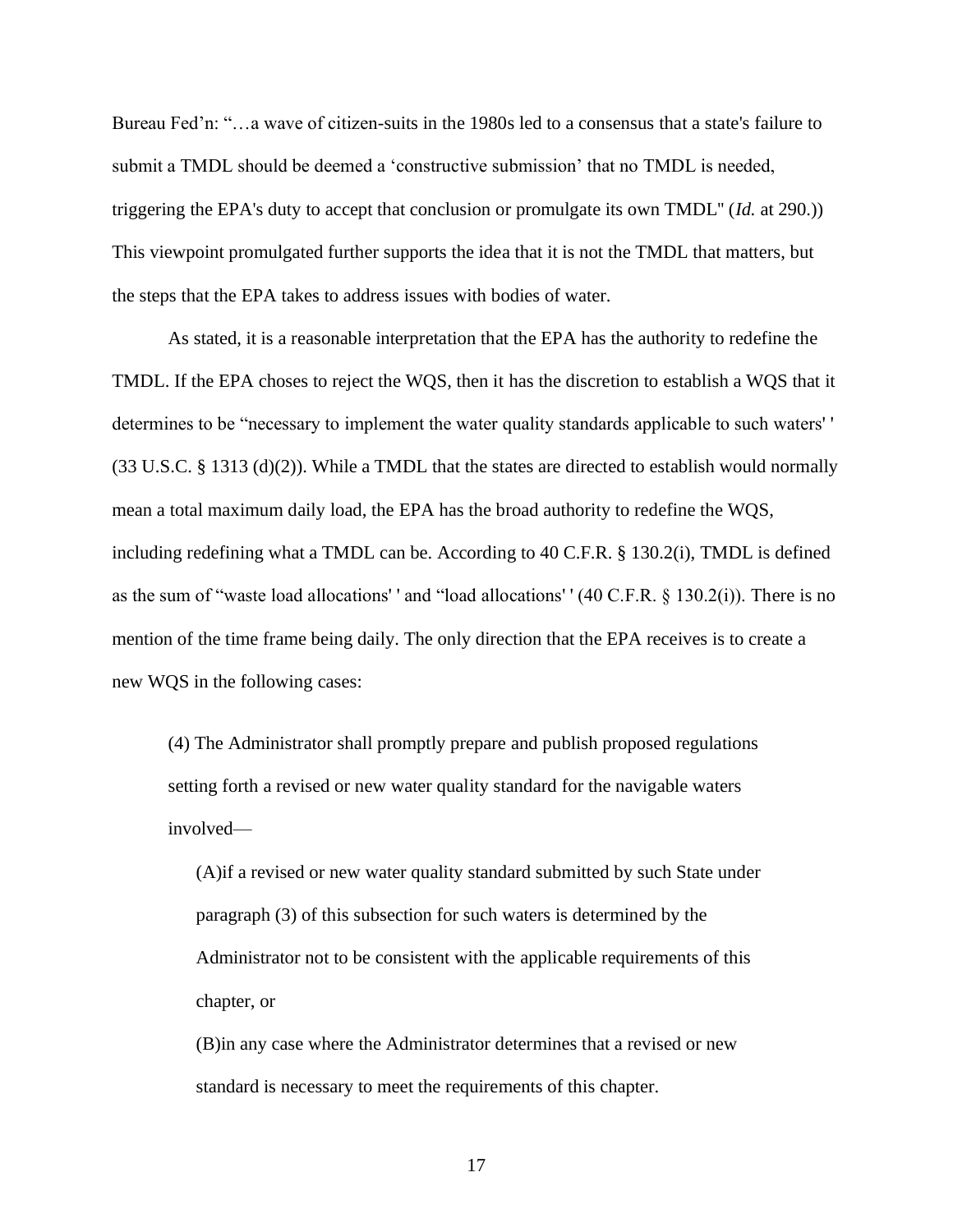Bureau Fed'n: "…a wave of citizen-suits in the 1980s led to a consensus that a state's failure to submit a TMDL should be deemed a 'constructive submission' that no TMDL is needed, triggering the EPA's duty to accept that conclusion or promulgate its own TMDL" (*Id.* at 290.)) This viewpoint promulgated further supports the idea that it is not the TMDL that matters, but the steps that the EPA takes to address issues with bodies of water.

As stated, it is a reasonable interpretation that the EPA has the authority to redefine the TMDL. If the EPA choses to reject the WQS, then it has the discretion to establish a WQS that it determines to be "necessary to implement the water quality standards applicable to such waters' ' (33 U.S.C. § 1313 (d)(2)). While a TMDL that the states are directed to establish would normally mean a total maximum daily load, the EPA has the broad authority to redefine the WQS, including redefining what a TMDL can be. According to 40 C.F.R. § 130.2(i), TMDL is defined as the sum of "waste load allocations' ' and "load allocations' ' (40 C.F.R. § 130.2(i)). There is no mention of the time frame being daily. The only direction that the EPA receives is to create a new WQS in the following cases:

> (4) The Administrator shall promptly prepare and publish proposed regulations setting forth a revised or new water quality standard for the navigable waters involved—
>
> (A)if a revised or new water quality standard submitted by such State under paragraph (3) of this subsection for such waters is determined by the Administrator not to be consistent with the applicable requirements of this chapter, or
>
> (B)in any case where the Administrator determines that a revised or new standard is necessary to meet the requirements of this chapter.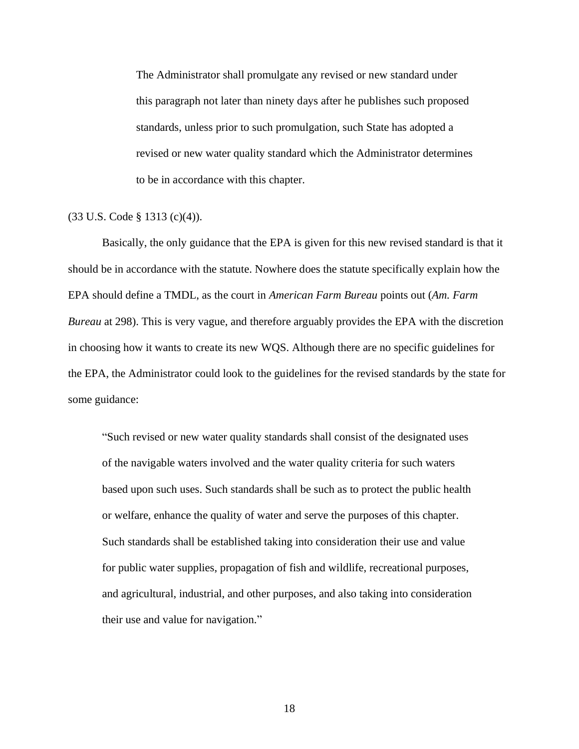> The Administrator shall promulgate any revised or new standard under this paragraph not later than ninety days after he publishes such proposed standards, unless prior to such promulgation, such State has adopted a revised or new water quality standard which the Administrator determines to be in accordance with this chapter.

(33 U.S. Code § 1313 (c)(4)).

Basically, the only guidance that the EPA is given for this new revised standard is that it should be in accordance with the statute. Nowhere does the statute specifically explain how the EPA should define a TMDL, as the court in *American Farm Bureau* points out (*Am. Farm Bureau* at 298). This is very vague, and therefore arguably provides the EPA with the discretion in choosing how it wants to create its new WQS. Although there are no specific guidelines for the EPA, the Administrator could look to the guidelines for the revised standards by the state for some guidance:

> "Such revised or new water quality standards shall consist of the designated uses of the navigable waters involved and the water quality criteria for such waters based upon such uses. Such standards shall be such as to protect the public health or welfare, enhance the quality of water and serve the purposes of this chapter. Such standards shall be established taking into consideration their use and value for public water supplies, propagation of fish and wildlife, recreational purposes, and agricultural, industrial, and other purposes, and also taking into consideration their use and value for navigation."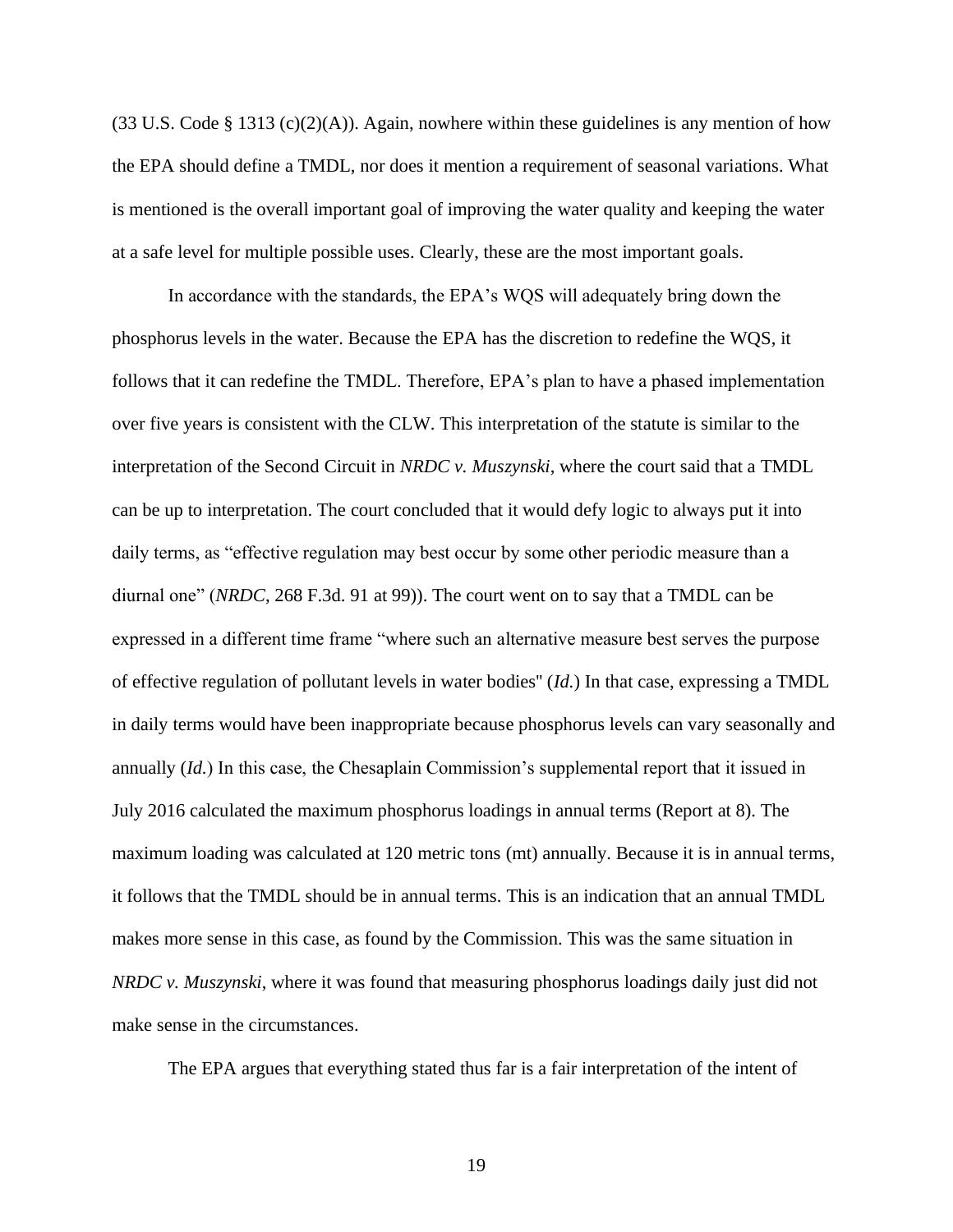(33 U.S. Code § 1313 (c)(2)(A)). Again, nowhere within these guidelines is any mention of how the EPA should define a TMDL, nor does it mention a requirement of seasonal variations. What is mentioned is the overall important goal of improving the water quality and keeping the water at a safe level for multiple possible uses. Clearly, these are the most important goals.

In accordance with the standards, the EPA's WQS will adequately bring down the phosphorus levels in the water. Because the EPA has the discretion to redefine the WQS, it follows that it can redefine the TMDL. Therefore, EPA's plan to have a phased implementation over five years is consistent with the CLW. This interpretation of the statute is similar to the interpretation of the Second Circuit in *NRDC v. Muszynski*, where the court said that a TMDL can be up to interpretation. The court concluded that it would defy logic to always put it into daily terms, as "effective regulation may best occur by some other periodic measure than a diurnal one" (*NRDC*, 268 F.3d. 91 at 99)). The court went on to say that a TMDL can be expressed in a different time frame "where such an alternative measure best serves the purpose of effective regulation of pollutant levels in water bodies" (*Id.*) In that case, expressing a TMDL in daily terms would have been inappropriate because phosphorus levels can vary seasonally and annually (*Id.*) In this case, the Chesaplain Commission's supplemental report that it issued in July 2016 calculated the maximum phosphorus loadings in annual terms (Report at 8). The maximum loading was calculated at 120 metric tons (mt) annually. Because it is in annual terms, it follows that the TMDL should be in annual terms. This is an indication that an annual TMDL makes more sense in this case, as found by the Commission. This was the same situation in *NRDC v. Muszynski*, where it was found that measuring phosphorus loadings daily just did not make sense in the circumstances.

The EPA argues that everything stated thus far is a fair interpretation of the intent of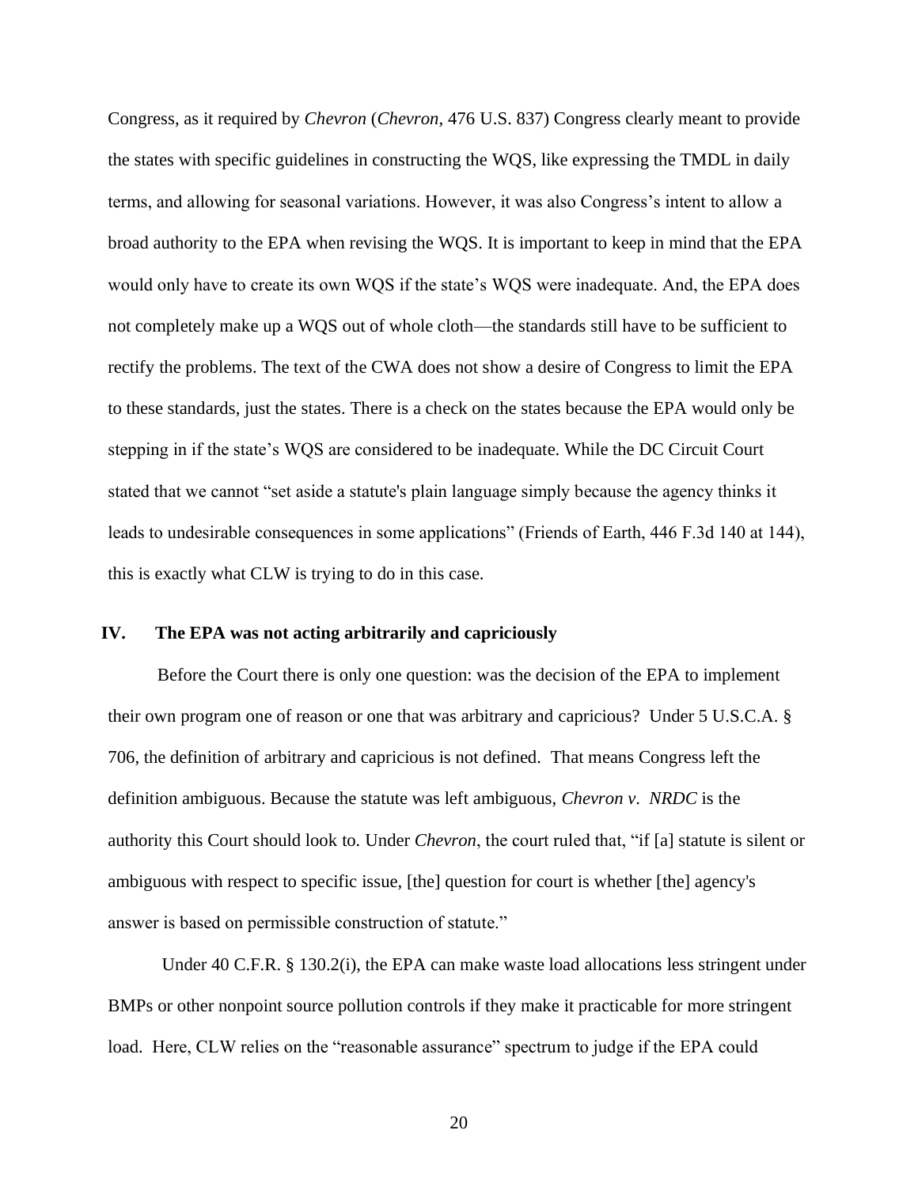Congress, as it required by *Chevron* (*Chevron*, 476 U.S. 837) Congress clearly meant to provide the states with specific guidelines in constructing the WQS, like expressing the TMDL in daily terms, and allowing for seasonal variations. However, it was also Congress's intent to allow a broad authority to the EPA when revising the WQS. It is important to keep in mind that the EPA would only have to create its own WQS if the state's WQS were inadequate. And, the EPA does not completely make up a WQS out of whole cloth—the standards still have to be sufficient to rectify the problems. The text of the CWA does not show a desire of Congress to limit the EPA to these standards, just the states. There is a check on the states because the EPA would only be stepping in if the state's WQS are considered to be inadequate. While the DC Circuit Court stated that we cannot "set aside a statute's plain language simply because the agency thinks it leads to undesirable consequences in some applications" (Friends of Earth, 446 F.3d 140 at 144), this is exactly what CLW is trying to do in this case.

## IV. The EPA was not acting arbitrarily and capriciously

Before the Court there is only one question: was the decision of the EPA to implement their own program one of reason or one that was arbitrary and capricious? Under 5 U.S.C.A. § 706, the definition of arbitrary and capricious is not defined. That means Congress left the definition ambiguous. Because the statute was left ambiguous, *Chevron v. NRDC* is the authority this Court should look to. Under *Chevron*, the court ruled that, "if [a] statute is silent or ambiguous with respect to specific issue, [the] question for court is whether [the] agency's answer is based on permissible construction of statute."

Under 40 C.F.R. § 130.2(i), the EPA can make waste load allocations less stringent under BMPs or other nonpoint source pollution controls if they make it practicable for more stringent load. Here, CLW relies on the "reasonable assurance" spectrum to judge if the EPA could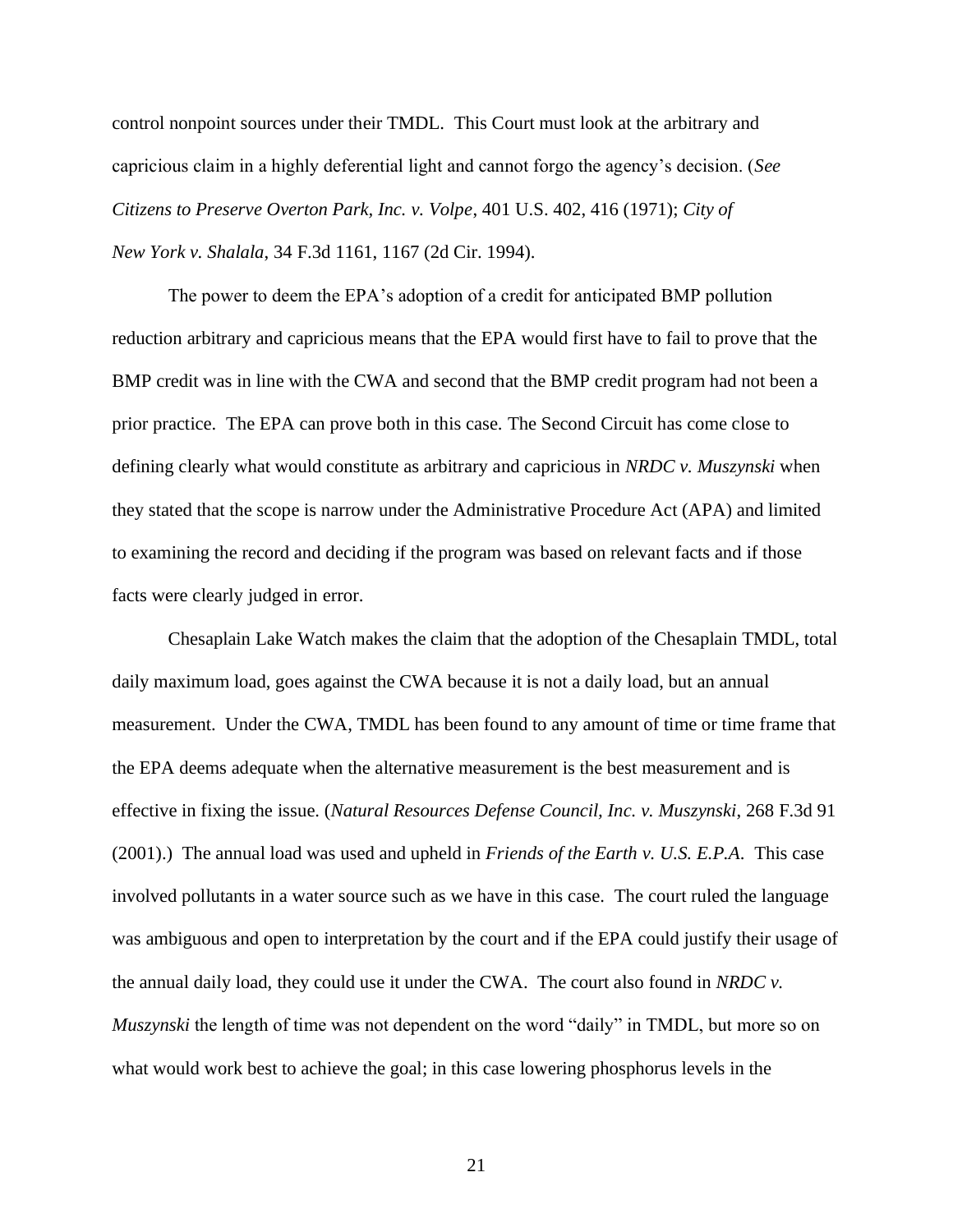control nonpoint sources under their TMDL. This Court must look at the arbitrary and capricious claim in a highly deferential light and cannot forgo the agency's decision. (*See Citizens to Preserve Overton Park, Inc. v. Volpe*, 401 U.S. 402, 416 (1971); *City of New York v. Shalala*, 34 F.3d 1161, 1167 (2d Cir. 1994).

The power to deem the EPA's adoption of a credit for anticipated BMP pollution reduction arbitrary and capricious means that the EPA would first have to fail to prove that the BMP credit was in line with the CWA and second that the BMP credit program had not been a prior practice. The EPA can prove both in this case. The Second Circuit has come close to defining clearly what would constitute as arbitrary and capricious in *NRDC v. Muszynski* when they stated that the scope is narrow under the Administrative Procedure Act (APA) and limited to examining the record and deciding if the program was based on relevant facts and if those facts were clearly judged in error.

Chesaplain Lake Watch makes the claim that the adoption of the Chesaplain TMDL, total daily maximum load, goes against the CWA because it is not a daily load, but an annual measurement. Under the CWA, TMDL has been found to any amount of time or time frame that the EPA deems adequate when the alternative measurement is the best measurement and is effective in fixing the issue. (*Natural Resources Defense Council, Inc. v. Muszynski*, 268 F.3d 91 (2001).) The annual load was used and upheld in *Friends of the Earth v. U.S. E.P.A.* This case involved pollutants in a water source such as we have in this case. The court ruled the language was ambiguous and open to interpretation by the court and if the EPA could justify their usage of the annual daily load, they could use it under the CWA. The court also found in *NRDC v. Muszynski* the length of time was not dependent on the word "daily" in TMDL, but more so on what would work best to achieve the goal; in this case lowering phosphorus levels in the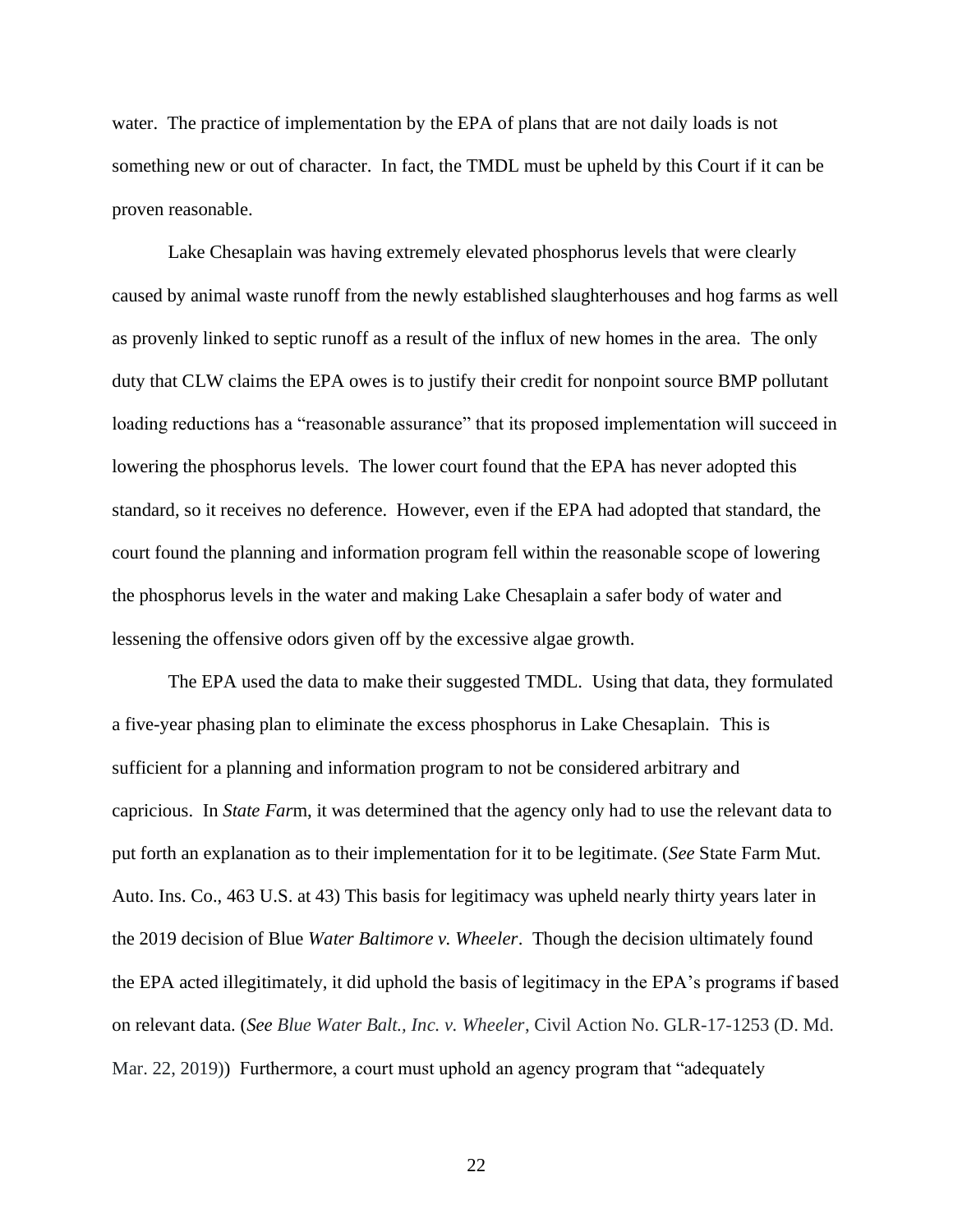water. The practice of implementation by the EPA of plans that are not daily loads is not something new or out of character. In fact, the TMDL must be upheld by this Court if it can be proven reasonable.

Lake Chesaplain was having extremely elevated phosphorus levels that were clearly caused by animal waste runoff from the newly established slaughterhouses and hog farms as well as provenly linked to septic runoff as a result of the influx of new homes in the area. The only duty that CLW claims the EPA owes is to justify their credit for nonpoint source BMP pollutant loading reductions has a "reasonable assurance" that its proposed implementation will succeed in lowering the phosphorus levels. The lower court found that the EPA has never adopted this standard, so it receives no deference. However, even if the EPA had adopted that standard, the court found the planning and information program fell within the reasonable scope of lowering the phosphorus levels in the water and making Lake Chesaplain a safer body of water and lessening the offensive odors given off by the excessive algae growth.

The EPA used the data to make their suggested TMDL. Using that data, they formulated a five-year phasing plan to eliminate the excess phosphorus in Lake Chesaplain. This is sufficient for a planning and information program to not be considered arbitrary and capricious. In *State Far*m, it was determined that the agency only had to use the relevant data to put forth an explanation as to their implementation for it to be legitimate. (*See* State Farm Mut. Auto. Ins. Co., 463 U.S. at 43) This basis for legitimacy was upheld nearly thirty years later in the 2019 decision of Blue *Water Baltimore v. Wheeler*. Though the decision ultimately found the EPA acted illegitimately, it did uphold the basis of legitimacy in the EPA's programs if based on relevant data. (*See Blue Water Balt., Inc. v. Wheeler*, Civil Action No. GLR-17-1253 (D. Md. Mar. 22, 2019)) Furthermore, a court must uphold an agency program that "adequately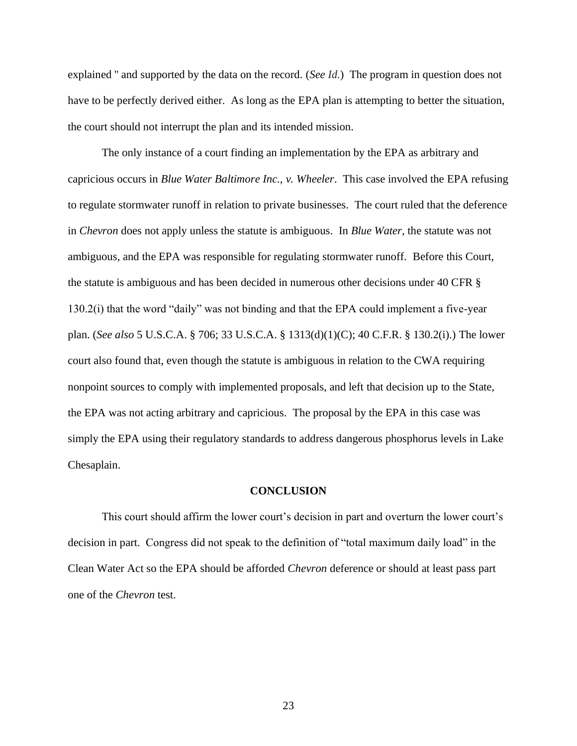explained " and supported by the data on the record. (*See Id.*) The program in question does not have to be perfectly derived either. As long as the EPA plan is attempting to better the situation, the court should not interrupt the plan and its intended mission.

The only instance of a court finding an implementation by the EPA as arbitrary and capricious occurs in *Blue Water Baltimore Inc., v. Wheeler*. This case involved the EPA refusing to regulate stormwater runoff in relation to private businesses. The court ruled that the deference in *Chevron* does not apply unless the statute is ambiguous. In *Blue Water*, the statute was not ambiguous, and the EPA was responsible for regulating stormwater runoff. Before this Court, the statute is ambiguous and has been decided in numerous other decisions under 40 CFR § 130.2(i) that the word "daily" was not binding and that the EPA could implement a five-year plan. (*See also* 5 U.S.C.A. § 706; 33 U.S.C.A. § 1313(d)(1)(C); 40 C.F.R. § 130.2(i).) The lower court also found that, even though the statute is ambiguous in relation to the CWA requiring nonpoint sources to comply with implemented proposals, and left that decision up to the State, the EPA was not acting arbitrary and capricious. The proposal by the EPA in this case was simply the EPA using their regulatory standards to address dangerous phosphorus levels in Lake Chesaplain.

## CONCLUSION

This court should affirm the lower court's decision in part and overturn the lower court's decision in part. Congress did not speak to the definition of "total maximum daily load" in the Clean Water Act so the EPA should be afforded *Chevron* deference or should at least pass part one of the *Chevron* test.